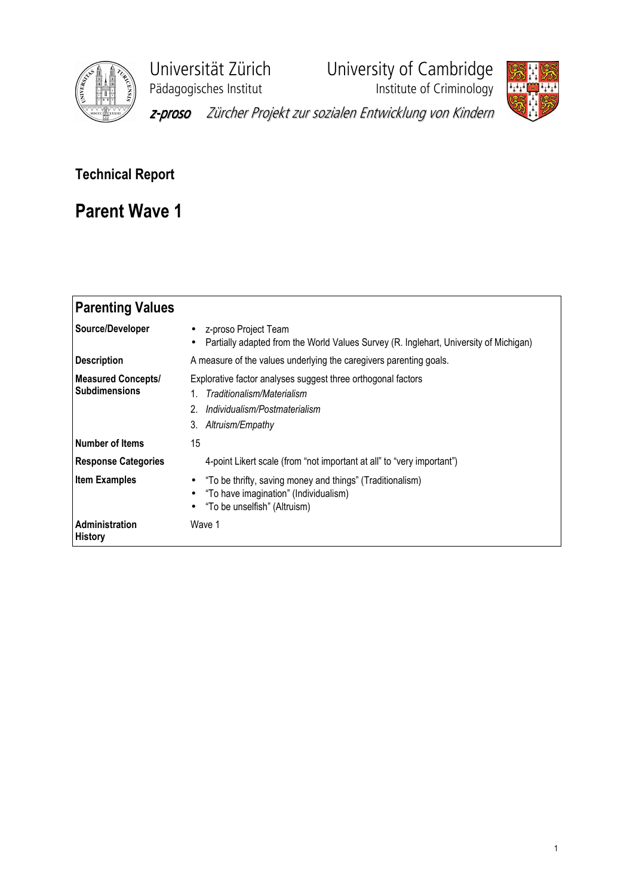Universität Zürich
Pädagogisches Institut

University of Cambridge
Institute of Criminology

*z-proso* *Zürcher Projekt zur sozialen Entwicklung von Kindern*

**Technical Report**

# Parent Wave 1

## Parenting Values

| | |
|---|---|
| **Source/Developer** | • z-proso Project Team<br>• Partially adapted from the World Values Survey (R. Inglehart, University of Michigan) |
| **Description** | A measure of the values underlying the caregivers parenting goals. |
| **Measured Concepts/ Subdimensions** | Explorative factor analyses suggest three orthogonal factors<br>1. *Traditionalism/Materialism*<br>2. *Individualism/Postmaterialism*<br>3. *Altruism/Empathy* |
| **Number of Items** | 15 |
| **Response Categories** | 4-point Likert scale (from "not important at all" to "very important") |
| **Item Examples** | • "To be thrifty, saving money and things" (Traditionalism)<br>• "To have imagination" (Individualism)<br>• "To be unselfish" (Altruism) |
| **Administration History** | Wave 1 |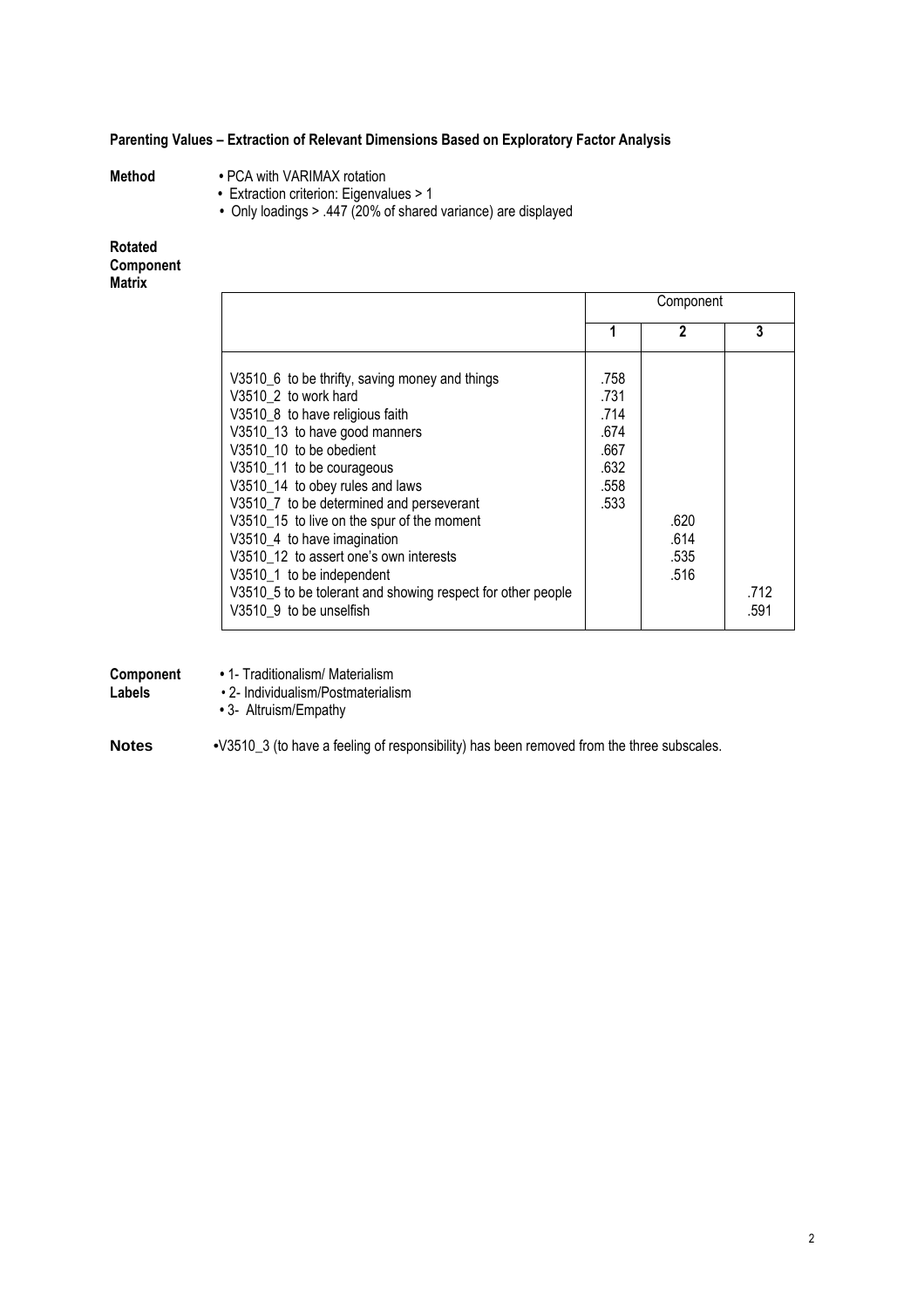**Parenting Values – Extraction of Relevant Dimensions Based on Exploratory Factor Analysis**

**Method**

- PCA with VARIMAX rotation
- Extraction criterion: Eigenvalues > 1
- Only loadings > .447 (20% of shared variance) are displayed

**Rotated Component Matrix**

| | Component | | |
|---|---|---|---|
| | **1** | **2** | **3** |
| V3510_6 to be thrifty, saving money and things | .758 | | |
| V3510_2 to work hard | .731 | | |
| V3510_8 to have religious faith | .714 | | |
| V3510_13 to have good manners | .674 | | |
| V3510_10 to be obedient | .667 | | |
| V3510_11 to be courageous | .632 | | |
| V3510_14 to obey rules and laws | .558 | | |
| V3510_7 to be determined and perseverant | .533 | | |
| V3510_15 to live on the spur of the moment | | .620 | |
| V3510_4 to have imagination | | .614 | |
| V3510_12 to assert one's own interests | | .535 | |
| V3510_1 to be independent | | .516 | |
| V3510_5 to be tolerant and showing respect for other people | | | .712 |
| V3510_9 to be unselfish | | | .591 |

**Component Labels**

- 1- Traditionalism/ Materialism
- 2- Individualism/Postmaterialism
- 3- Altruism/Empathy

**Notes**

- V3510_3 (to have a feeling of responsibility) has been removed from the three subscales.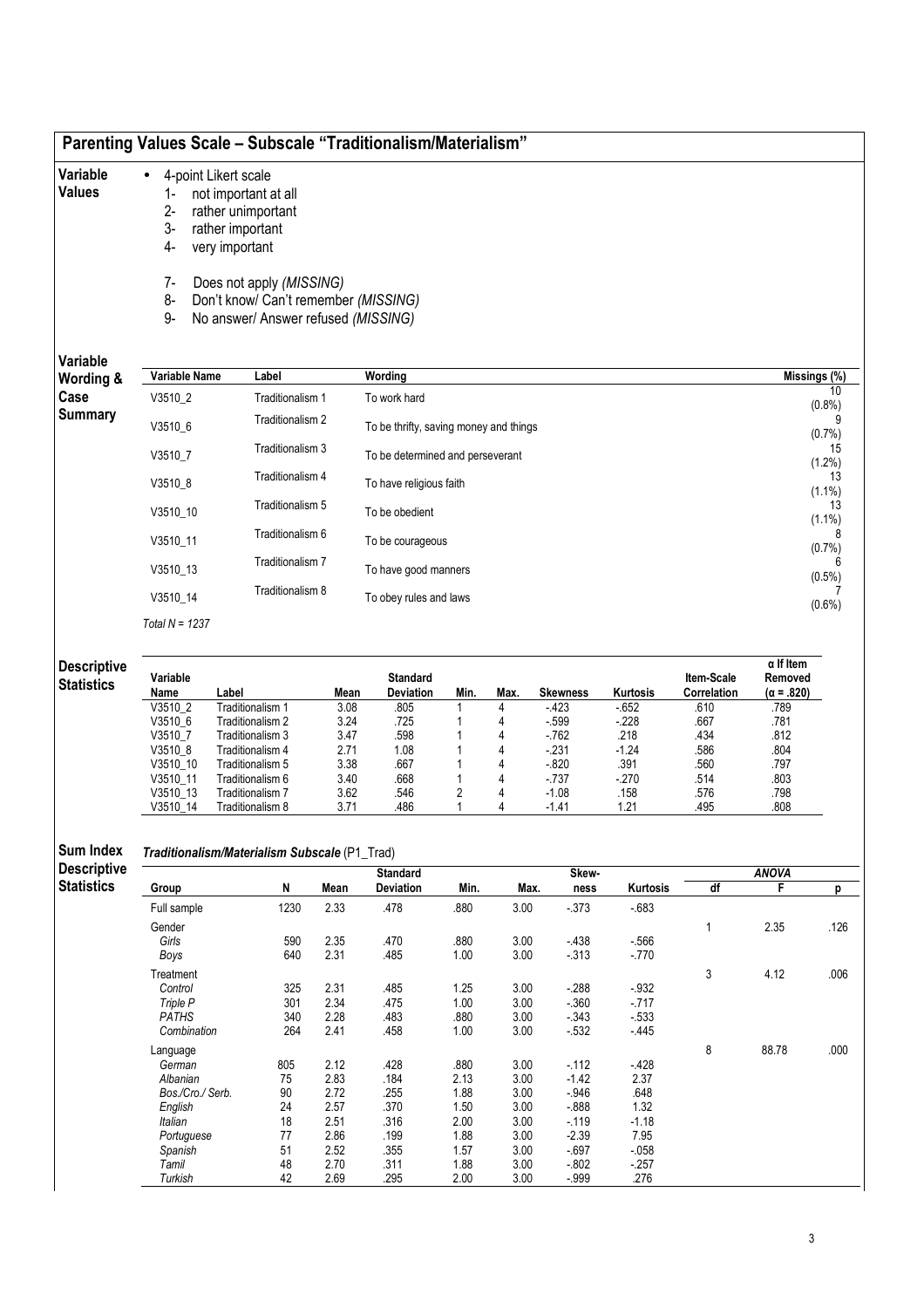## Parenting Values Scale – Subscale "Traditionalism/Materialism"

**Variable Values**

- 4-point Likert scale
  1- not important at all
  2- rather unimportant
  3- rather important
  4- very important

  7- Does not apply *(MISSING)*
  8- Don't know/ Can't remember *(MISSING)*
  9- No answer/ Answer refused *(MISSING)*

**Variable Wording & Case Summary**

| Variable Name | Label | Wording | Missings (%) |
|---|---|---|---|
| V3510_2 | Traditionalism 1 | To work hard | 10 (0.8%) |
| V3510_6 | Traditionalism 2 | To be thrifty, saving money and things | 9 (0.7%) |
| V3510_7 | Traditionalism 3 | To be determined and perseverant | 15 (1.2%) |
| V3510_8 | Traditionalism 4 | To have religious faith | 13 (1.1%) |
| V3510_10 | Traditionalism 5 | To be obedient | 13 (1.1%) |
| V3510_11 | Traditionalism 6 | To be courageous | 8 (0.7%) |
| V3510_13 | Traditionalism 7 | To have good manners | 6 (0.5%) |
| V3510_14 | Traditionalism 8 | To obey rules and laws | 7 (0.6%) |

*Total N = 1237*

**Descriptive Statistics**

| Variable Name | Label | Mean | Standard Deviation | Min. | Max. | Skewness | Kurtosis | Item-Scale Correlation | α If Item Removed (α = .820) |
|---|---|---|---|---|---|---|---|---|---|
| V3510_2 | Traditionalism 1 | 3.08 | .805 | 1 | 4 | -.423 | -.652 | .610 | .789 |
| V3510_6 | Traditionalism 2 | 3.24 | .725 | 1 | 4 | -.599 | -.228 | .667 | .781 |
| V3510_7 | Traditionalism 3 | 3.47 | .598 | 1 | 4 | -.762 | .218 | .434 | .812 |
| V3510_8 | Traditionalism 4 | 2.71 | 1.08 | 1 | 4 | -.231 | -1.24 | .586 | .804 |
| V3510_10 | Traditionalism 5 | 3.38 | .667 | 1 | 4 | -.820 | .391 | .560 | .797 |
| V3510_11 | Traditionalism 6 | 3.40 | .668 | 1 | 4 | -.737 | -.270 | .514 | .803 |
| V3510_13 | Traditionalism 7 | 3.62 | .546 | 2 | 4 | -1.08 | .158 | .576 | .798 |
| V3510_14 | Traditionalism 8 | 3.71 | .486 | 1 | 4 | -1.41 | 1.21 | .495 | .808 |

**Sum Index Descriptive Statistics**

***Traditionalism/Materialism Subscale*** (P1_Trad)

| Group | N | Mean | Standard Deviation | Min. | Max. | Skewness | Kurtosis | ANOVA df | ANOVA F | ANOVA p |
|---|---|---|---|---|---|---|---|---|---|---|
| Full sample | 1230 | 2.33 | .478 | .880 | 3.00 | -.373 | -.683 | | | |
| Gender | | | | | | | | 1 | 2.35 | .126 |
| *Girls* | 590 | 2.35 | .470 | .880 | 3.00 | -.438 | -.566 | | | |
| *Boys* | 640 | 2.31 | .485 | 1.00 | 3.00 | -.313 | -.770 | | | |
| Treatment | | | | | | | | 3 | 4.12 | .006 |
| *Control* | 325 | 2.31 | .485 | 1.25 | 3.00 | -.288 | -.932 | | | |
| *Triple P* | 301 | 2.34 | .475 | 1.00 | 3.00 | -.360 | -.717 | | | |
| *PATHS* | 340 | 2.28 | .483 | .880 | 3.00 | -.343 | -.533 | | | |
| *Combination* | 264 | 2.41 | .458 | 1.00 | 3.00 | -.532 | -.445 | | | |
| Language | | | | | | | | 8 | 88.78 | .000 |
| *German* | 805 | 2.12 | .428 | .880 | 3.00 | -.112 | -.428 | | | |
| *Albanian* | 75 | 2.83 | .184 | 2.13 | 3.00 | -1.42 | 2.37 | | | |
| *Bos./Cro./ Serb.* | 90 | 2.72 | .255 | 1.88 | 3.00 | -.946 | .648 | | | |
| *English* | 24 | 2.57 | .370 | 1.50 | 3.00 | -.888 | 1.32 | | | |
| *Italian* | 18 | 2.51 | .316 | 2.00 | 3.00 | -.119 | -1.18 | | | |
| *Portuguese* | 77 | 2.86 | .199 | 1.88 | 3.00 | -2.39 | 7.95 | | | |
| *Spanish* | 51 | 2.52 | .355 | 1.57 | 3.00 | -.697 | -.058 | | | |
| *Tamil* | 48 | 2.70 | .311 | 1.88 | 3.00 | -.802 | -.257 | | | |
| *Turkish* | 42 | 2.69 | .295 | 2.00 | 3.00 | -.999 | .276 | | | |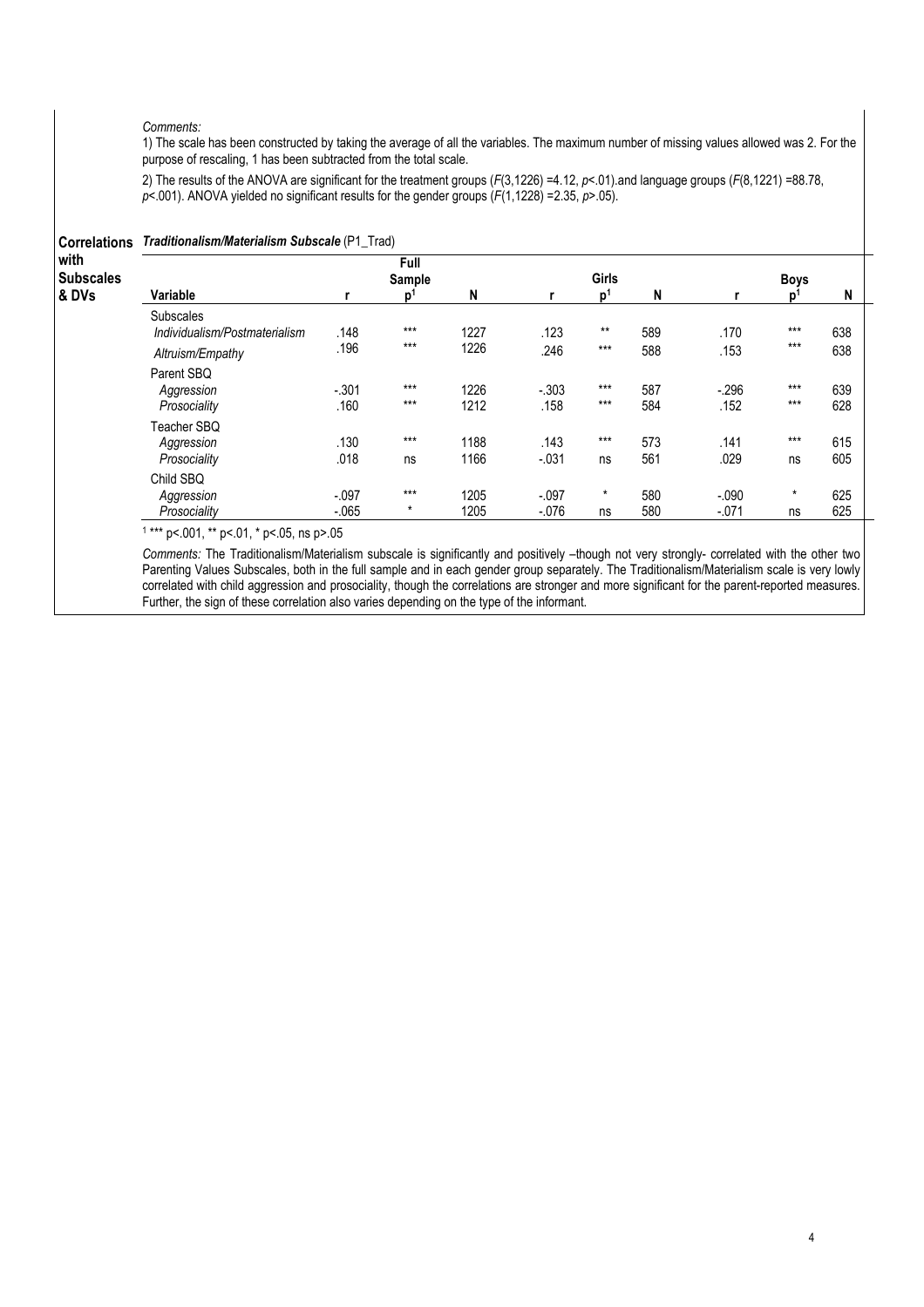*Comments:*

1) The scale has been constructed by taking the average of all the variables. The maximum number of missing values allowed was 2. For the purpose of rescaling, 1 has been subtracted from the total scale.

2) The results of the ANOVA are significant for the treatment groups ($F(3,1226) = 4.12$, $p < .01$).and language groups ($F(8,1221) = 88.78$, $p < .001$). ANOVA yielded no significant results for the gender groups ($F(1,1228) = 2.35$, $p > .05$).

**Correlations with Subscales & DVs**

***Traditionalism/Materialism Subscale*** (P1_Trad)

| Variable | Full Sample r | Full Sample p[1] | Full Sample N | Girls r | Girls p[1] | Girls N | Boys r | Boys p[1] | Boys N |
|---|---|---|---|---|---|---|---|---|---|
| Subscales | | | | | | | | | |
| *Individualism/Postmaterialism* | .148 | *** | 1227 | .123 | ** | 589 | .170 | *** | 638 |
| *Altruism/Empathy* | .196 | *** | 1226 | .246 | *** | 588 | .153 | *** | 638 |
| Parent SBQ | | | | | | | | | |
| *Aggression* | -.301 | *** | 1226 | -.303 | *** | 587 | -.296 | *** | 639 |
| *Prosociality* | .160 | *** | 1212 | .158 | *** | 584 | .152 | *** | 628 |
| Teacher SBQ | | | | | | | | | |
| *Aggression* | .130 | *** | 1188 | .143 | *** | 573 | .141 | *** | 615 |
| *Prosociality* | .018 | ns | 1166 | -.031 | ns | 561 | .029 | ns | 605 |
| Child SBQ | | | | | | | | | |
| *Aggression* | -.097 | *** | 1205 | -.097 | * | 580 | -.090 | * | 625 |
| *Prosociality* | -.065 | * | 1205 | -.076 | ns | 580 | -.071 | ns | 625 |

[1] *** p<.001, ** p<.01, * p<.05, ns p>.05

*Comments:* The Traditionalism/Materialism subscale is significantly and positively –though not very strongly- correlated with the other two Parenting Values Subscales, both in the full sample and in each gender group separately. The Traditionalism/Materialism scale is very lowly correlated with child aggression and prosociality, though the correlations are stronger and more significant for the parent-reported measures. Further, the sign of these correlation also varies depending on the type of the informant.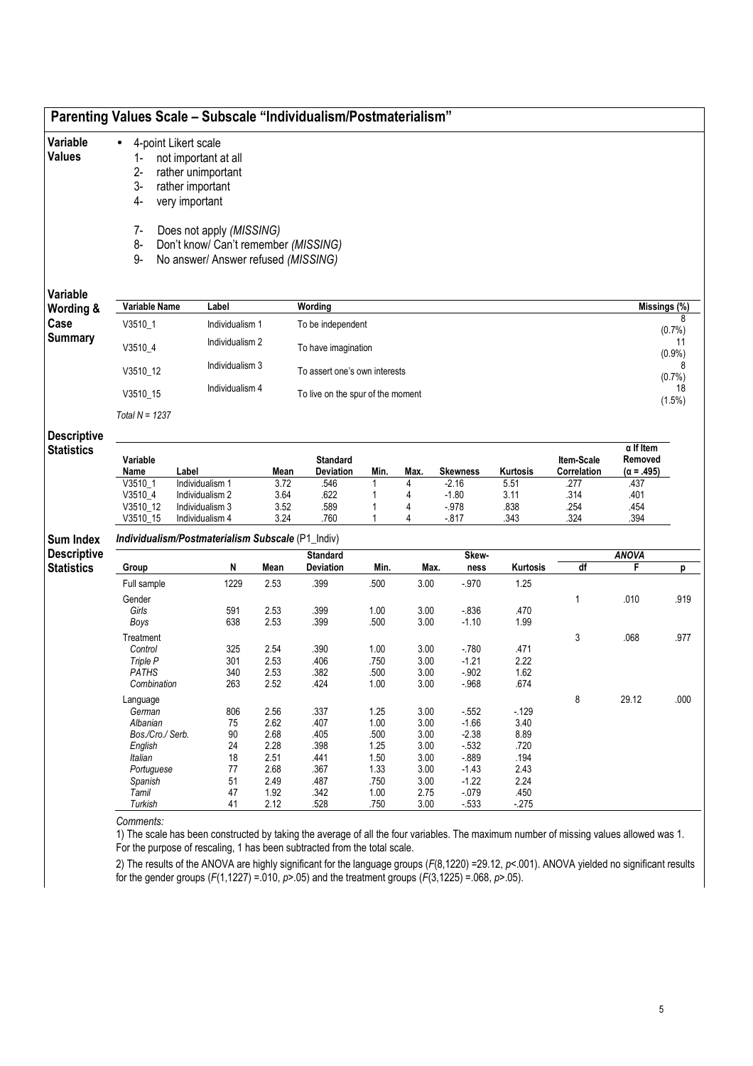# Parenting Values Scale – Subscale "Individualism/Postmaterialism"

**Variable Values**

- 4-point Likert scale
  1- not important at all
  2- rather unimportant
  3- rather important
  4- very important

  7- Does not apply *(MISSING)*
  8- Don't know/ Can't remember *(MISSING)*
  9- No answer/ Answer refused *(MISSING)*

**Variable Wording & Case Summary**

| Variable Name | Label | Wording | Missings (%) |
|---|---|---|---|
| V3510_1 | Individualism 1 | To be independent | 8 (0.7%) |
| V3510_4 | Individualism 2 | To have imagination | 11 (0.9%) |
| V3510_12 | Individualism 3 | To assert one's own interests | 8 (0.7%) |
| V3510_15 | Individualism 4 | To live on the spur of the moment | 18 (1.5%) |

*Total N = 1237*

**Descriptive Statistics**

| Variable Name | Label | Mean | Standard Deviation | Min. | Max. | Skewness | Kurtosis | Item-Scale Correlation | α If Item Removed (α = .495) |
|---|---|---|---|---|---|---|---|---|---|
| V3510_1 | Individualism 1 | 3.72 | .546 | 1 | 4 | -2.16 | 5.51 | .277 | .437 |
| V3510_4 | Individualism 2 | 3.64 | .622 | 1 | 4 | -1.80 | 3.11 | .314 | .401 |
| V3510_12 | Individualism 3 | 3.52 | .589 | 1 | 4 | -.978 | .838 | .254 | .454 |
| V3510_15 | Individualism 4 | 3.24 | .760 | 1 | 4 | -.817 | .343 | .324 | .394 |

**Sum Index Descriptive Statistics**

***Individualism/Postmaterialism Subscale*** *(P1_Indiv)*

| Group | N | Mean | Standard Deviation | Min. | Max. | Skew-ness | Kurtosis | ANOVA df | ANOVA F | ANOVA p |
|---|---|---|---|---|---|---|---|---|---|---|
| Full sample | 1229 | 2.53 | .399 | .500 | 3.00 | -.970 | 1.25 | | | |
| Gender | | | | | | | | 1 | .010 | .919 |
| *Girls* | 591 | 2.53 | .399 | 1.00 | 3.00 | -.836 | .470 | | | |
| *Boys* | 638 | 2.53 | .399 | .500 | 3.00 | -1.10 | 1.99 | | | |
| Treatment | | | | | | | | 3 | .068 | .977 |
| *Control* | 325 | 2.54 | .390 | 1.00 | 3.00 | -.780 | .471 | | | |
| *Triple P* | 301 | 2.53 | .406 | .750 | 3.00 | -1.21 | 2.22 | | | |
| *PATHS* | 340 | 2.53 | .382 | .500 | 3.00 | -.902 | 1.62 | | | |
| *Combination* | 263 | 2.52 | .424 | 1.00 | 3.00 | -.968 | .674 | | | |
| Language | | | | | | | | 8 | 29.12 | .000 |
| *German* | 806 | 2.56 | .337 | 1.25 | 3.00 | -.552 | -.129 | | | |
| *Albanian* | 75 | 2.62 | .407 | 1.00 | 3.00 | -1.66 | 3.40 | | | |
| *Bos./Cro./ Serb.* | 90 | 2.68 | .405 | .500 | 3.00 | -2.38 | 8.89 | | | |
| *English* | 24 | 2.28 | .398 | 1.25 | 3.00 | -.532 | .720 | | | |
| *Italian* | 18 | 2.51 | .441 | 1.50 | 3.00 | -.889 | .194 | | | |
| *Portuguese* | 77 | 2.68 | .367 | 1.33 | 3.00 | -1.43 | 2.43 | | | |
| *Spanish* | 51 | 2.49 | .487 | .750 | 3.00 | -1.22 | 2.24 | | | |
| *Tamil* | 47 | 1.92 | .342 | 1.00 | 2.75 | -.079 | .450 | | | |
| *Turkish* | 41 | 2.12 | .528 | .750 | 3.00 | -.533 | -.275 | | | |

*Comments:*

1) The scale has been constructed by taking the average of all the four variables. The maximum number of missing values allowed was 1. For the purpose of rescaling, 1 has been subtracted from the total scale.

2) The results of the ANOVA are highly significant for the language groups ($F(8,1220) = 29.12$, $p < .001$). ANOVA yielded no significant results for the gender groups ($F(1,1227) = .010$, $p > .05$) and the treatment groups ($F(3,1225) = .068$, $p > .05$).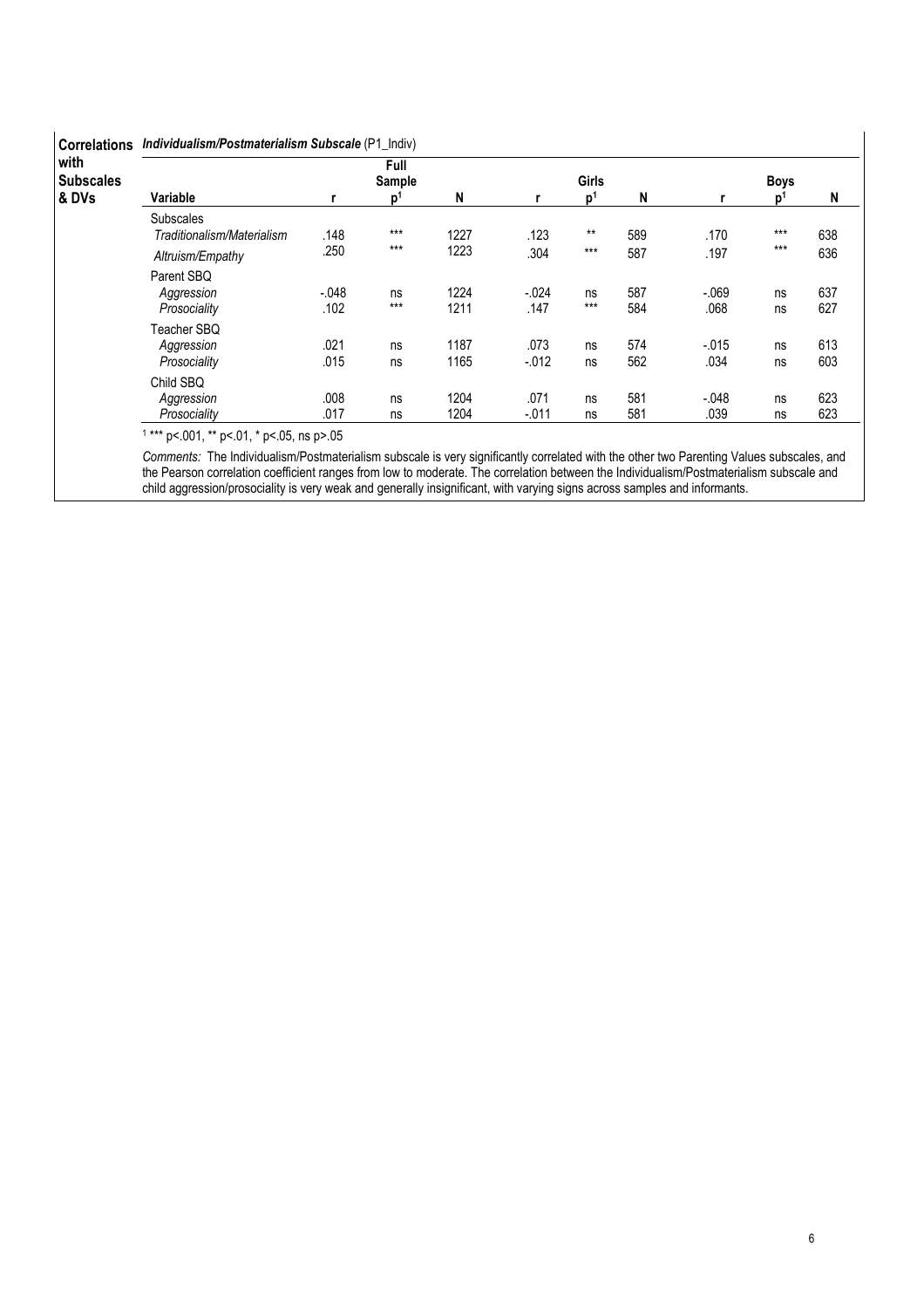**Correlations with Subscales & DVs**

***Individualism/Postmaterialism Subscale*** (P1_Indiv)

| Variable | Full Sample r | Full Sample p[1] | Full Sample N | Girls r | Girls p[1] | Girls N | Boys r | Boys p[1] | Boys N |
|---|---|---|---|---|---|---|---|---|---|
| Subscales | | | | | | | | | |
| *Traditionalism/Materialism* | .148 | *** | 1227 | .123 | ** | 589 | .170 | *** | 638 |
| *Altruism/Empathy* | .250 | *** | 1223 | .304 | *** | 587 | .197 | *** | 636 |
| Parent SBQ | | | | | | | | | |
| *Aggression* | -.048 | ns | 1224 | -.024 | ns | 587 | -.069 | ns | 637 |
| *Prosociality* | .102 | *** | 1211 | .147 | *** | 584 | .068 | ns | 627 |
| Teacher SBQ | | | | | | | | | |
| *Aggression* | .021 | ns | 1187 | .073 | ns | 574 | -.015 | ns | 613 |
| *Prosociality* | .015 | ns | 1165 | -.012 | ns | 562 | .034 | ns | 603 |
| Child SBQ | | | | | | | | | |
| *Aggression* | .008 | ns | 1204 | .071 | ns | 581 | -.048 | ns | 623 |
| *Prosociality* | .017 | ns | 1204 | -.011 | ns | 581 | .039 | ns | 623 |

[1] *** p<.001, ** p<.01, * p<.05, ns p>.05

*Comments:* The Individualism/Postmaterialism subscale is very significantly correlated with the other two Parenting Values subscales, and the Pearson correlation coefficient ranges from low to moderate. The correlation between the Individualism/Postmaterialism subscale and child aggression/prosociality is very weak and generally insignificant, with varying signs across samples and informants.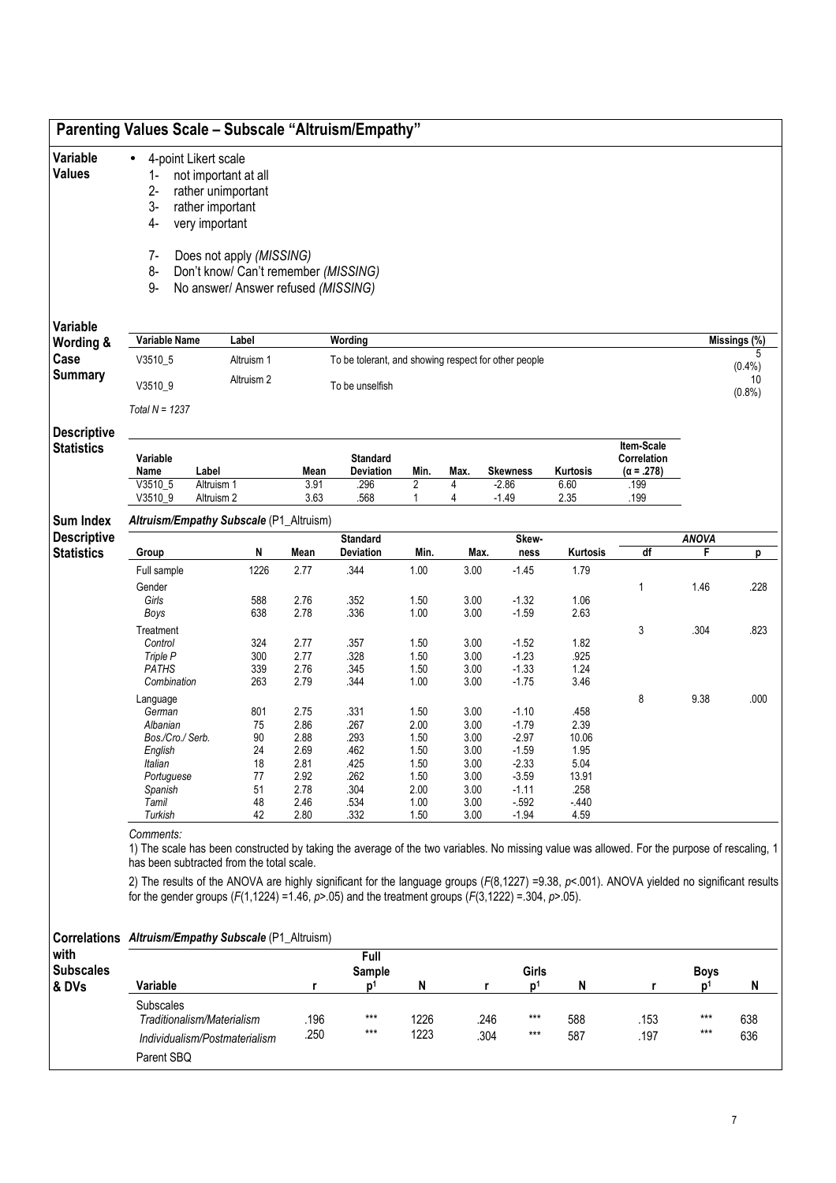## Parenting Values Scale – Subscale "Altruism/Empathy"

### Variable Values

- 4-point Likert scale
  1- not important at all
  2- rather unimportant
  3- rather important
  4- very important

  7- Does not apply *(MISSING)*
  8- Don't know/ Can't remember *(MISSING)*
  9- No answer/ Answer refused *(MISSING)*

### Variable Wording & Case Summary

| Variable Name | Label | Wording | Missings (%) |
|---|---|---|---|
| V3510_5 | Altruism 1 | To be tolerant, and showing respect for other people | 5 (0.4%) |
| V3510_9 | Altruism 2 | To be unselfish | 10 (0.8%) |

*Total N = 1237*

### Descriptive Statistics

| Variable Name | Label | Mean | Standard Deviation | Min. | Max. | Skewness | Kurtosis | Item-Scale Correlation (α = .278) |
|---|---|---|---|---|---|---|---|---|
| V3510_5 | Altruism 1 | 3.91 | .296 | 2 | 4 | -2.86 | 6.60 | .199 |
| V3510_9 | Altruism 2 | 3.63 | .568 | 1 | 4 | -1.49 | 2.35 | .199 |

### Sum Index Descriptive Statistics

***Altruism/Empathy Subscale*** (P1_Altruism)

| Group | N | Mean | Standard Deviation | Min. | Max. | Skewness | Kurtosis | ANOVA df | ANOVA F | ANOVA p |
|---|---|---|---|---|---|---|---|---|---|---|
| Full sample | 1226 | 2.77 | .344 | 1.00 | 3.00 | -1.45 | 1.79 | | | |
| Gender | | | | | | | | 1 | 1.46 | .228 |
| *Girls* | 588 | 2.76 | .352 | 1.50 | 3.00 | -1.32 | 1.06 | | | |
| *Boys* | 638 | 2.78 | .336 | 1.00 | 3.00 | -1.59 | 2.63 | | | |
| Treatment | | | | | | | | 3 | .304 | .823 |
| *Control* | 324 | 2.77 | .357 | 1.50 | 3.00 | -1.52 | 1.82 | | | |
| *Triple P* | 300 | 2.77 | .328 | 1.50 | 3.00 | -1.23 | .925 | | | |
| *PATHS* | 339 | 2.76 | .345 | 1.50 | 3.00 | -1.33 | 1.24 | | | |
| *Combination* | 263 | 2.79 | .344 | 1.00 | 3.00 | -1.75 | 3.46 | | | |
| Language | | | | | | | | 8 | 9.38 | .000 |
| *German* | 801 | 2.75 | .331 | 1.50 | 3.00 | -1.10 | .458 | | | |
| *Albanian* | 75 | 2.86 | .267 | 2.00 | 3.00 | -1.79 | 2.39 | | | |
| *Bos./Cro./ Serb.* | 90 | 2.88 | .293 | 1.50 | 3.00 | -2.97 | 10.06 | | | |
| *English* | 24 | 2.69 | .462 | 1.50 | 3.00 | -1.59 | 1.95 | | | |
| *Italian* | 18 | 2.81 | .425 | 1.50 | 3.00 | -2.33 | 5.04 | | | |
| *Portuguese* | 77 | 2.92 | .262 | 1.50 | 3.00 | -3.59 | 13.91 | | | |
| *Spanish* | 51 | 2.78 | .304 | 2.00 | 3.00 | -1.11 | .258 | | | |
| *Tamil* | 48 | 2.46 | .534 | 1.00 | 3.00 | -.592 | -.440 | | | |
| *Turkish* | 42 | 2.80 | .332 | 1.50 | 3.00 | -1.94 | 4.59 | | | |

*Comments:*

1) The scale has been constructed by taking the average of the two variables. No missing value was allowed. For the purpose of rescaling, 1 has been subtracted from the total scale.

2) The results of the ANOVA are highly significant for the language groups ($F(8,1227) = 9.38$, $p<.001$). ANOVA yielded no significant results for the gender groups ($F(1,1224) = 1.46$, $p>.05$) and the treatment groups ($F(3,1222) = .304$, $p>.05$).

### Correlations with Subscales & DVs

***Altruism/Empathy Subscale*** (P1_Altruism)

| Variable | Full Sample r | Full Sample p[1] | Full Sample N | Girls r | Girls p[1] | Girls N | Boys r | Boys p[1] | Boys N |
|---|---|---|---|---|---|---|---|---|---|
| Subscales | | | | | | | | | |
| *Traditionalism/Materialism* | .196 | *** | 1226 | .246 | *** | 588 | .153 | *** | 638 |
| *Individualism/Postmaterialism* | .250 | *** | 1223 | .304 | *** | 587 | .197 | *** | 636 |
| Parent SBQ | | | | | | | | | |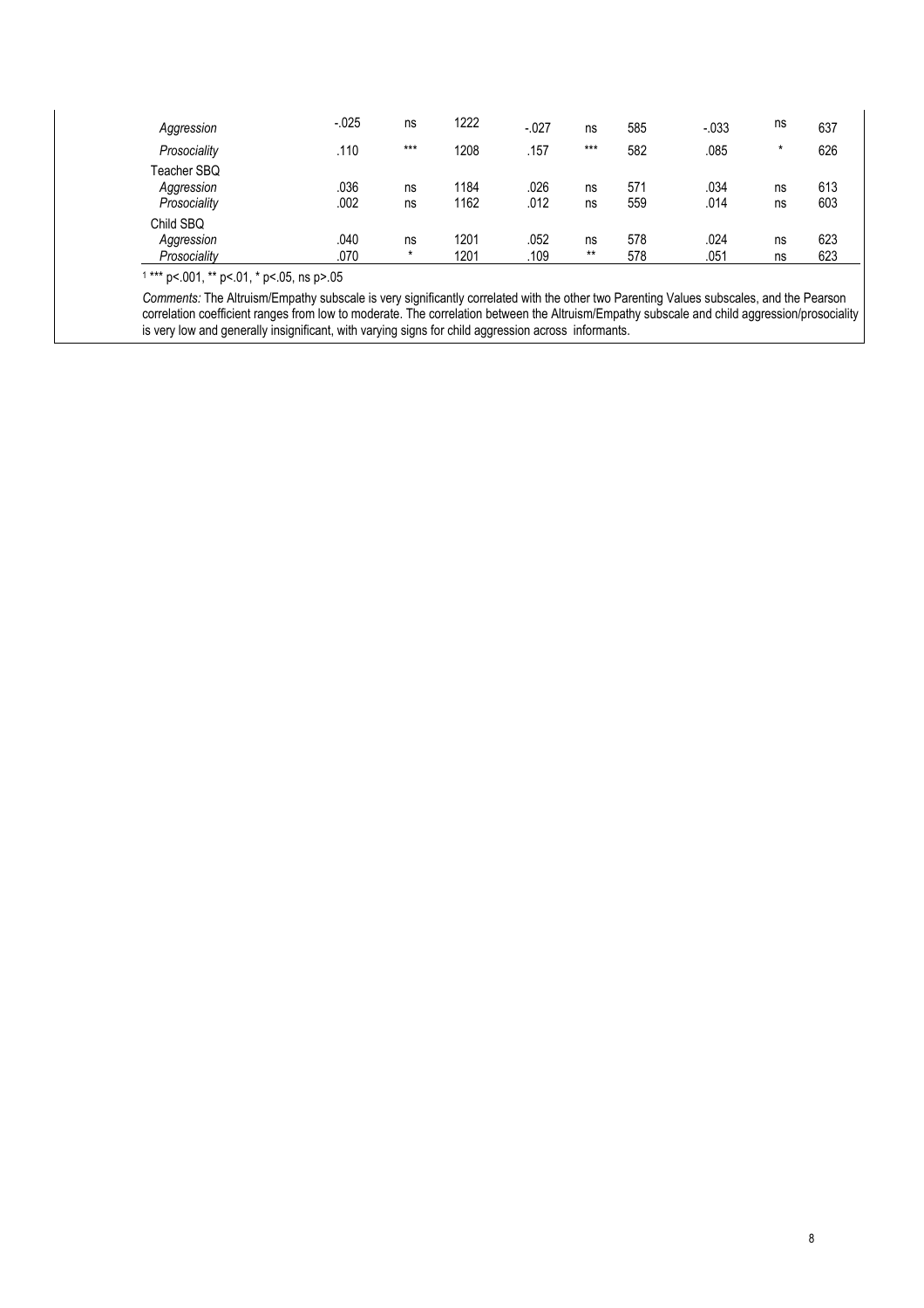| | | | | | | | | | |
|---|---|---|---|---|---|---|---|---|---|
| *Aggression* | -.025 | ns | 1222 | -.027 | ns | 585 | -.033 | ns | 637 |
| *Prosociality* | .110 | *** | 1208 | .157 | *** | 582 | .085 | * | 626 |
| Teacher SBQ | | | | | | | | | |
| *Aggression* | .036 | ns | 1184 | .026 | ns | 571 | .034 | ns | 613 |
| *Prosociality* | .002 | ns | 1162 | .012 | ns | 559 | .014 | ns | 603 |
| Child SBQ | | | | | | | | | |
| *Aggression* | .040 | ns | 1201 | .052 | ns | 578 | .024 | ns | 623 |
| *Prosociality* | .070 | * | 1201 | .109 | ** | 578 | .051 | ns | 623 |

[1] *** p<.001, ** p<.01, * p<.05, ns p>.05

*Comments:* The Altruism/Empathy subscale is very significantly correlated with the other two Parenting Values subscales, and the Pearson correlation coefficient ranges from low to moderate. The correlation between the Altruism/Empathy subscale and child aggression/prosociality is very low and generally insignificant, with varying signs for child aggression across informants.